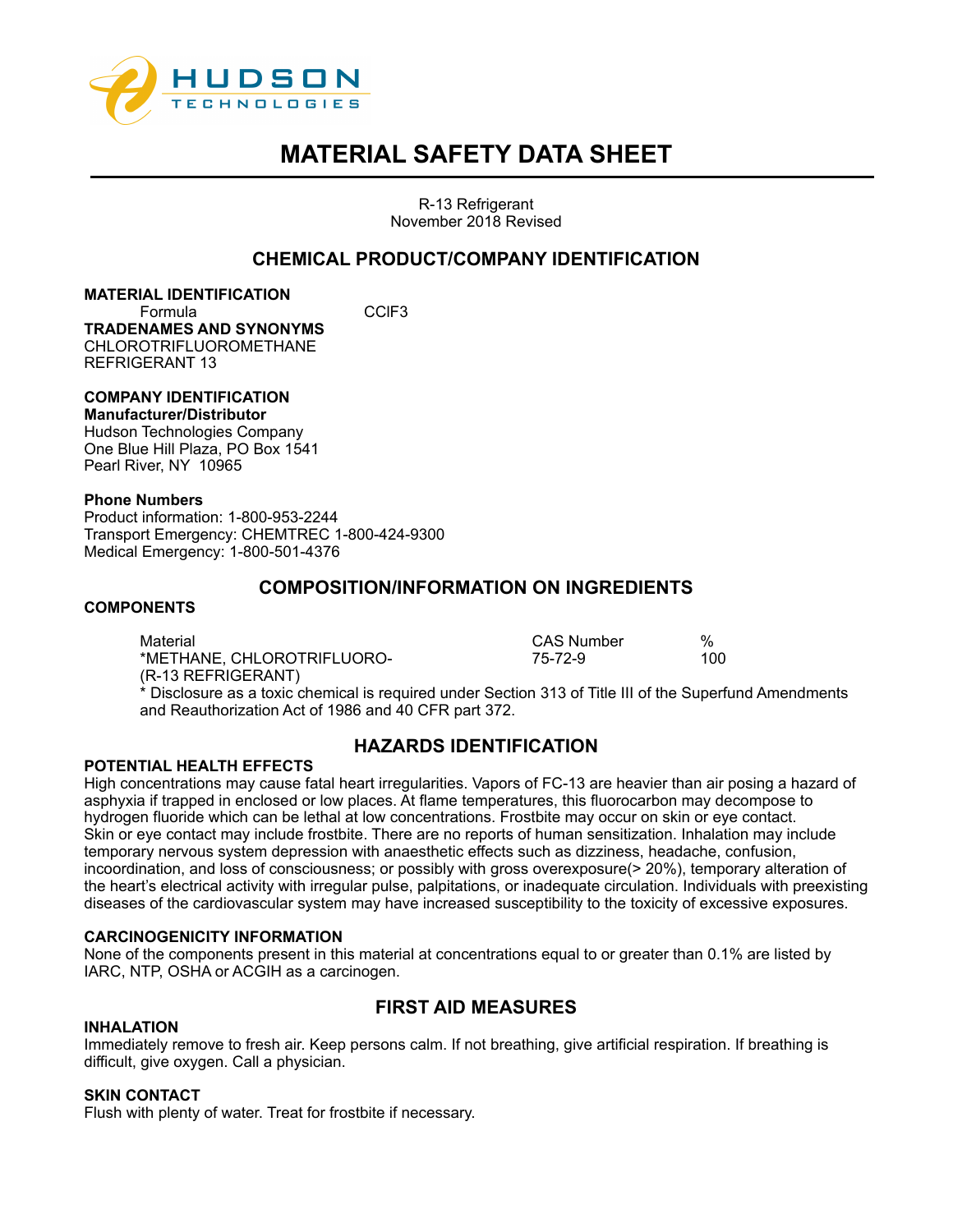HUDSON TECHNOLOGIES

# MATERIAL SAFETY DATA SHEET

R-13 Refrigerant
November 2018 Revised

## CHEMICAL PRODUCT/COMPANY IDENTIFICATION

**MATERIAL IDENTIFICATION**

Formula: CClF3

**TRADENAMES AND SYNONYMS**

CHLOROTRIFLUOROMETHANE
REFRIGERANT 13

**COMPANY IDENTIFICATION**

**Manufacturer/Distributor**

Hudson Technologies Company
One Blue Hill Plaza, PO Box 1541
Pearl River, NY 10965

**Phone Numbers**

Product information: 1-800-953-2244
Transport Emergency: CHEMTREC 1-800-424-9300
Medical Emergency: 1-800-501-4376

## COMPOSITION/INFORMATION ON INGREDIENTS

**COMPONENTS**

| Material | CAS Number | % |
| --- | --- | --- |
| *METHANE, CHLOROTRIFLUORO- (R-13 REFRIGERANT) | 75-72-9 | 100 |

* Disclosure as a toxic chemical is required under Section 313 of Title III of the Superfund Amendments and Reauthorization Act of 1986 and 40 CFR part 372.

## HAZARDS IDENTIFICATION

**POTENTIAL HEALTH EFFECTS**

High concentrations may cause fatal heart irregularities. Vapors of FC-13 are heavier than air posing a hazard of asphyxia if trapped in enclosed or low places. At flame temperatures, this fluorocarbon may decompose to hydrogen fluoride which can be lethal at low concentrations. Frostbite may occur on skin or eye contact. Skin or eye contact may include frostbite. There are no reports of human sensitization. Inhalation may include temporary nervous system depression with anaesthetic effects such as dizziness, headache, confusion, incoordination, and loss of consciousness; or possibly with gross overexposure(> 20%), temporary alteration of the heart's electrical activity with irregular pulse, palpitations, or inadequate circulation. Individuals with preexisting diseases of the cardiovascular system may have increased susceptibility to the toxicity of excessive exposures.

**CARCINOGENICITY INFORMATION**

None of the components present in this material at concentrations equal to or greater than 0.1% are listed by IARC, NTP, OSHA or ACGIH as a carcinogen.

## FIRST AID MEASURES

**INHALATION**

Immediately remove to fresh air. Keep persons calm. If not breathing, give artificial respiration. If breathing is difficult, give oxygen. Call a physician.

**SKIN CONTACT**

Flush with plenty of water. Treat for frostbite if necessary.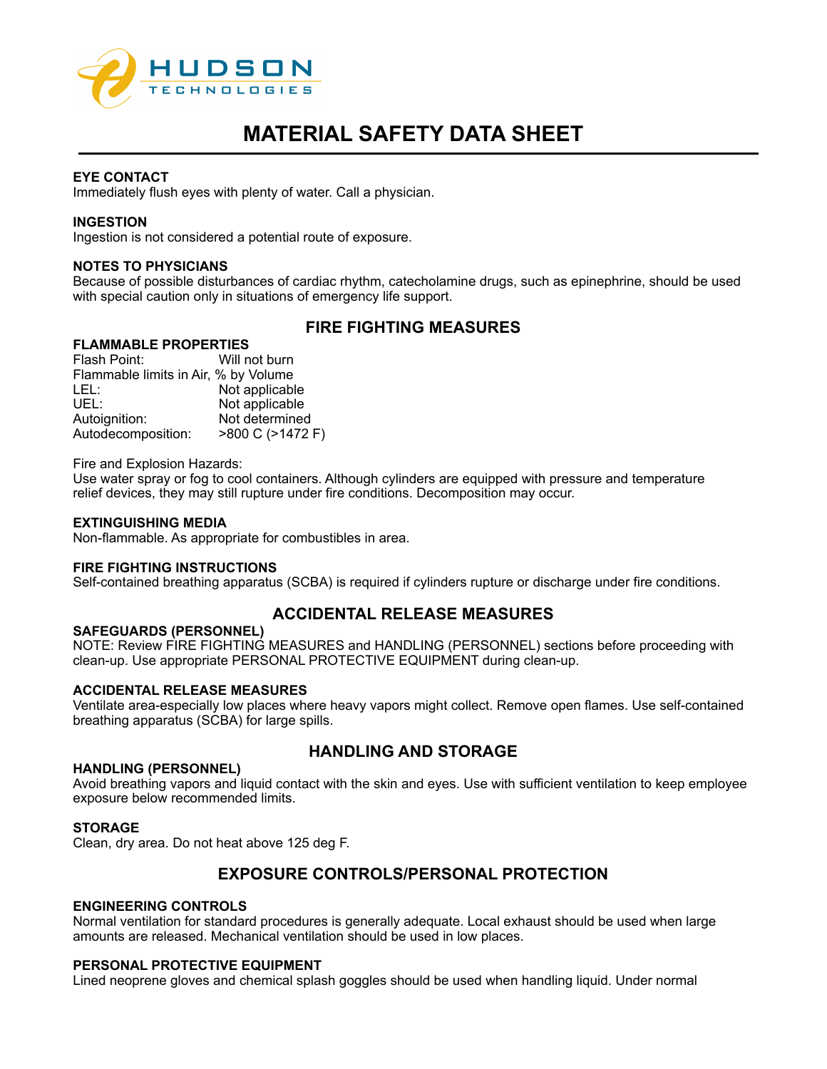# MATERIAL SAFETY DATA SHEET

### EYE CONTACT

Immediately flush eyes with plenty of water. Call a physician.

### INGESTION

Ingestion is not considered a potential route of exposure.

### NOTES TO PHYSICIANS

Because of possible disturbances of cardiac rhythm, catecholamine drugs, such as epinephrine, should be used with special caution only in situations of emergency life support.

## FIRE FIGHTING MEASURES

### FLAMMABLE PROPERTIES

Flash Point: Will not burn
Flammable limits in Air, % by Volume
LEL: Not applicable
UEL: Not applicable
Autoignition: Not determined
Autodecomposition: >800 C (>1472 F)

Fire and Explosion Hazards:
Use water spray or fog to cool containers. Although cylinders are equipped with pressure and temperature relief devices, they may still rupture under fire conditions. Decomposition may occur.

### EXTINGUISHING MEDIA

Non-flammable. As appropriate for combustibles in area.

### FIRE FIGHTING INSTRUCTIONS

Self-contained breathing apparatus (SCBA) is required if cylinders rupture or discharge under fire conditions.

## ACCIDENTAL RELEASE MEASURES

### SAFEGUARDS (PERSONNEL)

NOTE: Review FIRE FIGHTING MEASURES and HANDLING (PERSONNEL) sections before proceeding with clean-up. Use appropriate PERSONAL PROTECTIVE EQUIPMENT during clean-up.

### ACCIDENTAL RELEASE MEASURES

Ventilate area-especially low places where heavy vapors might collect. Remove open flames. Use self-contained breathing apparatus (SCBA) for large spills.

## HANDLING AND STORAGE

### HANDLING (PERSONNEL)

Avoid breathing vapors and liquid contact with the skin and eyes. Use with sufficient ventilation to keep employee exposure below recommended limits.

### STORAGE

Clean, dry area. Do not heat above 125 deg F.

## EXPOSURE CONTROLS/PERSONAL PROTECTION

### ENGINEERING CONTROLS

Normal ventilation for standard procedures is generally adequate. Local exhaust should be used when large amounts are released. Mechanical ventilation should be used in low places.

### PERSONAL PROTECTIVE EQUIPMENT

Lined neoprene gloves and chemical splash goggles should be used when handling liquid. Under normal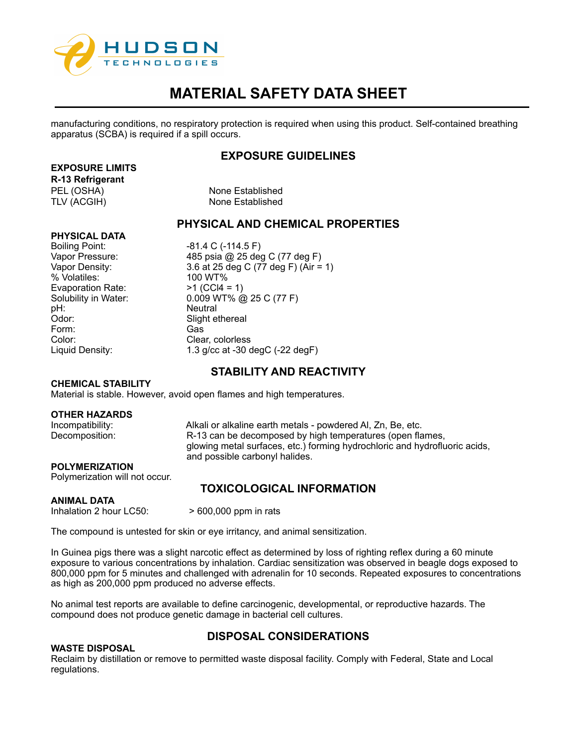manufacturing conditions, no respiratory protection is required when using this product. Self-contained breathing apparatus (SCBA) is required if a spill occurs.

## EXPOSURE GUIDELINES

**EXPOSURE LIMITS**

**R-13 Refrigerant**

| | |
|---|---|
| PEL (OSHA) | None Established |
| TLV (ACGIH) | None Established |

## PHYSICAL AND CHEMICAL PROPERTIES

**PHYSICAL DATA**

| | |
|---|---|
| Boiling Point: | -81.4 C (-114.5 F) |
| Vapor Pressure: | 485 psia @ 25 deg C (77 deg F) |
| Vapor Density: | 3.6 at 25 deg C (77 deg F) (Air = 1) |
| % Volatiles: | 100 WT% |
| Evaporation Rate: | >1 ($CCl_4$ = 1) |
| Solubility in Water: | 0.009 WT% @ 25 C (77 F) |
| pH: | Neutral |
| Odor: | Slight ethereal |
| Form: | Gas |
| Color: | Clear, colorless |
| Liquid Density: | 1.3 g/cc at -30 degC (-22 degF) |

## STABILITY AND REACTIVITY

**CHEMICAL STABILITY**

Material is stable. However, avoid open flames and high temperatures.

**OTHER HAZARDS**

| | |
|---|---|
| Incompatibility: | Alkali or alkaline earth metals - powdered Al, Zn, Be, etc. |
| Decomposition: | R-13 can be decomposed by high temperatures (open flames, glowing metal surfaces, etc.) forming hydrochloric and hydrofluoric acids, and possible carbonyl halides. |

**POLYMERIZATION**

Polymerization will not occur.

## TOXICOLOGICAL INFORMATION

**ANIMAL DATA**

Inhalation 2 hour LC50: > 600,000 ppm in rats

The compound is untested for skin or eye irritancy, and animal sensitization.

In Guinea pigs there was a slight narcotic effect as determined by loss of righting reflex during a 60 minute exposure to various concentrations by inhalation. Cardiac sensitization was observed in beagle dogs exposed to 800,000 ppm for 5 minutes and challenged with adrenalin for 10 seconds. Repeated exposures to concentrations as high as 200,000 ppm produced no adverse effects.

No animal test reports are available to define carcinogenic, developmental, or reproductive hazards. The compound does not produce genetic damage in bacterial cell cultures.

## DISPOSAL CONSIDERATIONS

**WASTE DISPOSAL**

Reclaim by distillation or remove to permitted waste disposal facility. Comply with Federal, State and Local regulations.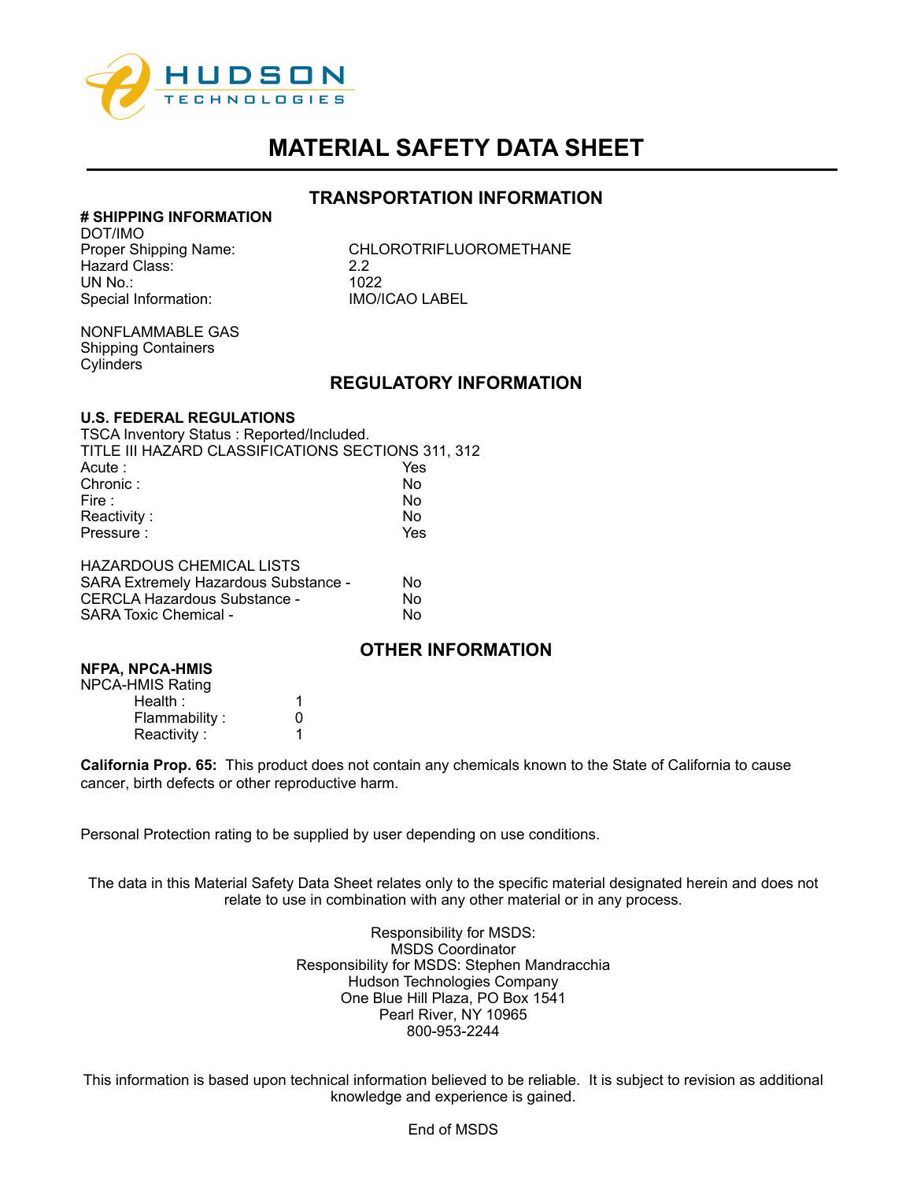# MATERIAL SAFETY DATA SHEET

## TRANSPORTATION INFORMATION

**# SHIPPING INFORMATION**

DOT/IMO

| | |
|---|---|
| Proper Shipping Name: | CHLOROTRIFLUOROMETHANE |
| Hazard Class: | 2.2 |
| UN No.: | 1022 |
| Special Information: | IMO/ICAO LABEL |

NONFLAMMABLE GAS
Shipping Containers
Cylinders

## REGULATORY INFORMATION

**U.S. FEDERAL REGULATIONS**

TSCA Inventory Status : Reported/Included.

TITLE III HAZARD CLASSIFICATIONS SECTIONS 311, 312

| | |
|---|---|
| Acute : | Yes |
| Chronic : | No |
| Fire : | No |
| Reactivity : | No |
| Pressure : | Yes |

HAZARDOUS CHEMICAL LISTS

| | |
|---|---|
| SARA Extremely Hazardous Substance - | No |
| CERCLA Hazardous Substance - | No |
| SARA Toxic Chemical - | No |

## OTHER INFORMATION

**NFPA, NPCA-HMIS**

NPCA-HMIS Rating

| | |
|---|---|
| Health : | 1 |
| Flammability : | 0 |
| Reactivity : | 1 |

**California Prop. 65:** This product does not contain any chemicals known to the State of California to cause cancer, birth defects or other reproductive harm.

Personal Protection rating to be supplied by user depending on use conditions.

The data in this Material Safety Data Sheet relates only to the specific material designated herein and does not relate to use in combination with any other material or in any process.

Responsibility for MSDS:
MSDS Coordinator
Responsibility for MSDS: Stephen Mandracchia
Hudson Technologies Company
One Blue Hill Plaza, PO Box 1541
Pearl River, NY 10965
800-953-2244

This information is based upon technical information believed to be reliable. It is subject to revision as additional knowledge and experience is gained.

End of MSDS